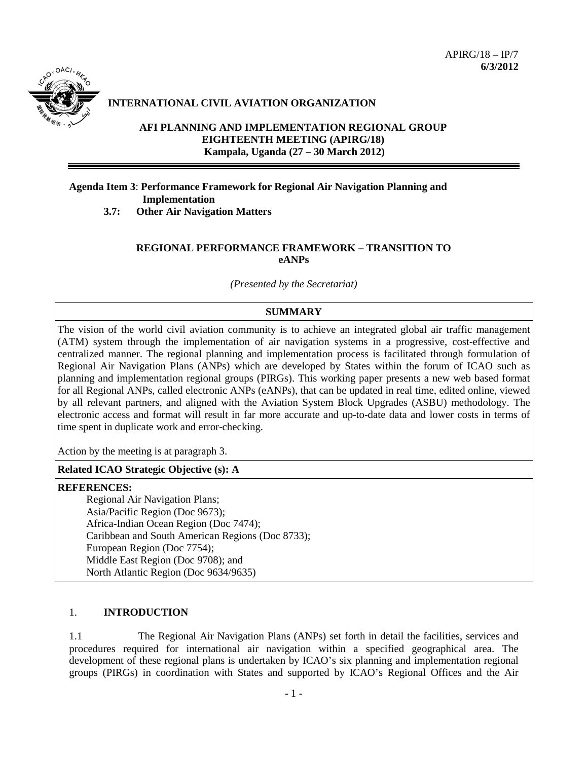APIRG/18 – IP/7
**6/3/2012**

**INTERNATIONAL CIVIL AVIATION ORGANIZATION**

**AFI PLANNING AND IMPLEMENTATION REGIONAL GROUP EIGHTEENTH MEETING (APIRG/18)**
**Kampala, Uganda (27 – 30 March 2012)**

---

**Agenda Item 3**: **Performance Framework for Regional Air Navigation Planning and Implementation**
**3.7: Other Air Navigation Matters**

**REGIONAL PERFORMANCE FRAMEWORK – TRANSITION TO eANPs**

*(Presented by the Secretariat)*

| **SUMMARY** |
|---|
| The vision of the world civil aviation community is to achieve an integrated global air traffic management (ATM) system through the implementation of air navigation systems in a progressive, cost-effective and centralized manner. The regional planning and implementation process is facilitated through formulation of Regional Air Navigation Plans (ANPs) which are developed by States within the forum of ICAO such as planning and implementation regional groups (PIRGs). This working paper presents a new web based format for all Regional ANPs, called electronic ANPs (eANPs), that can be updated in real time, edited online, viewed by all relevant partners, and aligned with the Aviation System Block Upgrades (ASBU) methodology. The electronic access and format will result in far more accurate and up-to-date data and lower costs in terms of time spent in duplicate work and error-checking.<br><br>Action by the meeting is at paragraph 3. |
| **Related ICAO Strategic Objective (s): A** |
| **REFERENCES:**<br>Regional Air Navigation Plans;<br>Asia/Pacific Region (Doc 9673);<br>Africa-Indian Ocean Region (Doc 7474);<br>Caribbean and South American Regions (Doc 8733);<br>European Region (Doc 7754);<br>Middle East Region (Doc 9708); and<br>North Atlantic Region (Doc 9634/9635) |

## 1. INTRODUCTION

1.1 The Regional Air Navigation Plans (ANPs) set forth in detail the facilities, services and procedures required for international air navigation within a specified geographical area. The development of these regional plans is undertaken by ICAO's six planning and implementation regional groups (PIRGs) in coordination with States and supported by ICAO's Regional Offices and the Air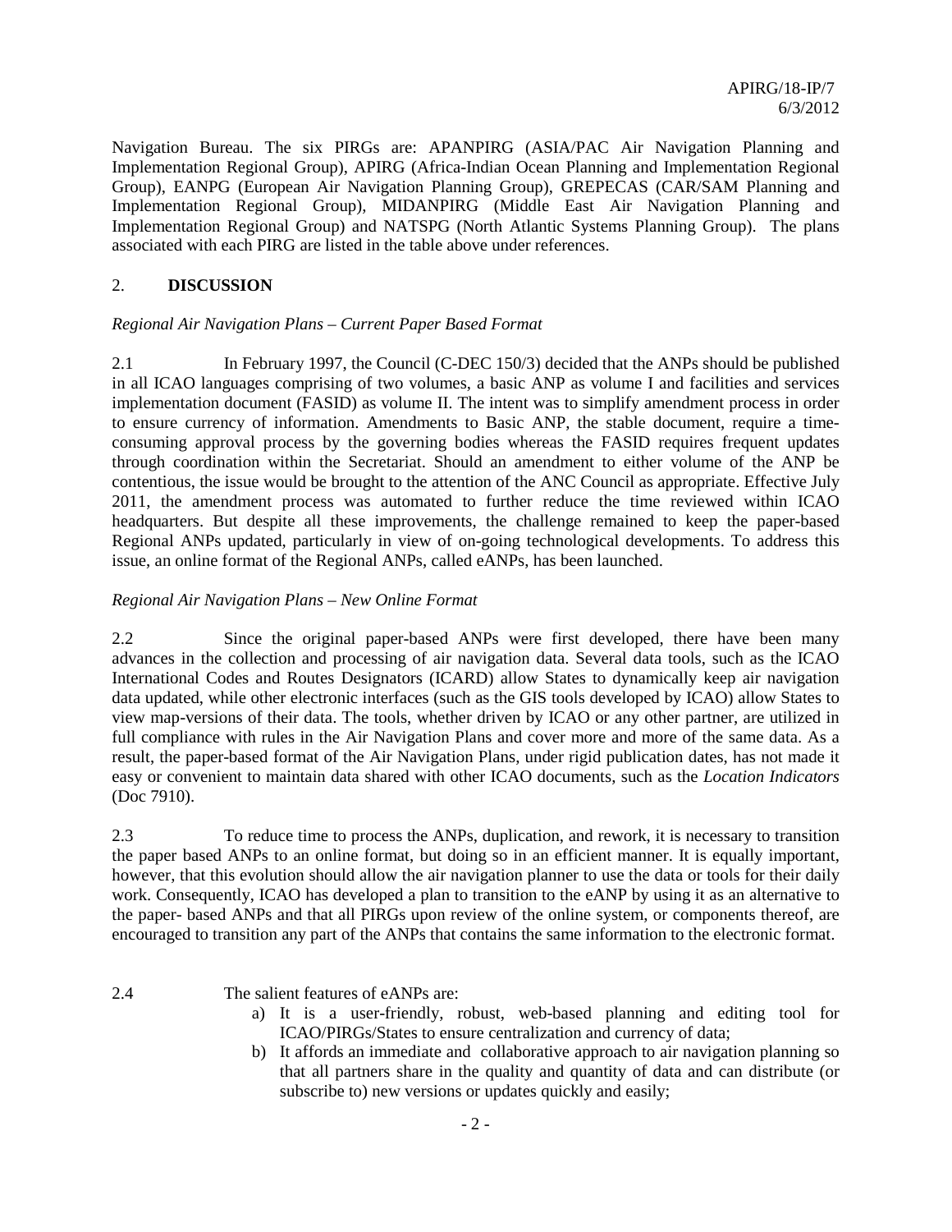Navigation Bureau. The six PIRGs are: APANPIRG (ASIA/PAC Air Navigation Planning and Implementation Regional Group), APIRG (Africa-Indian Ocean Planning and Implementation Regional Group), EANPG (European Air Navigation Planning Group), GREPECAS (CAR/SAM Planning and Implementation Regional Group), MIDANPIRG (Middle East Air Navigation Planning and Implementation Regional Group) and NATSPG (North Atlantic Systems Planning Group). The plans associated with each PIRG are listed in the table above under references.

## 2. DISCUSSION

*Regional Air Navigation Plans – Current Paper Based Format*

2.1 In February 1997, the Council (C-DEC 150/3) decided that the ANPs should be published in all ICAO languages comprising of two volumes, a basic ANP as volume I and facilities and services implementation document (FASID) as volume II. The intent was to simplify amendment process in order to ensure currency of information. Amendments to Basic ANP, the stable document, require a time-consuming approval process by the governing bodies whereas the FASID requires frequent updates through coordination within the Secretariat. Should an amendment to either volume of the ANP be contentious, the issue would be brought to the attention of the ANC Council as appropriate. Effective July 2011, the amendment process was automated to further reduce the time reviewed within ICAO headquarters. But despite all these improvements, the challenge remained to keep the paper-based Regional ANPs updated, particularly in view of on-going technological developments. To address this issue, an online format of the Regional ANPs, called eANPs, has been launched.

*Regional Air Navigation Plans – New Online Format*

2.2 Since the original paper-based ANPs were first developed, there have been many advances in the collection and processing of air navigation data. Several data tools, such as the ICAO International Codes and Routes Designators (ICARD) allow States to dynamically keep air navigation data updated, while other electronic interfaces (such as the GIS tools developed by ICAO) allow States to view map-versions of their data. The tools, whether driven by ICAO or any other partner, are utilized in full compliance with rules in the Air Navigation Plans and cover more and more of the same data. As a result, the paper-based format of the Air Navigation Plans, under rigid publication dates, has not made it easy or convenient to maintain data shared with other ICAO documents, such as the *Location Indicators* (Doc 7910).

2.3 To reduce time to process the ANPs, duplication, and rework, it is necessary to transition the paper based ANPs to an online format, but doing so in an efficient manner. It is equally important, however, that this evolution should allow the air navigation planner to use the data or tools for their daily work. Consequently, ICAO has developed a plan to transition to the eANP by using it as an alternative to the paper- based ANPs and that all PIRGs upon review of the online system, or components thereof, are encouraged to transition any part of the ANPs that contains the same information to the electronic format.

2.4 The salient features of eANPs are:

a) It is a user-friendly, robust, web-based planning and editing tool for ICAO/PIRGs/States to ensure centralization and currency of data;

b) It affords an immediate and collaborative approach to air navigation planning so that all partners share in the quality and quantity of data and can distribute (or subscribe to) new versions or updates quickly and easily;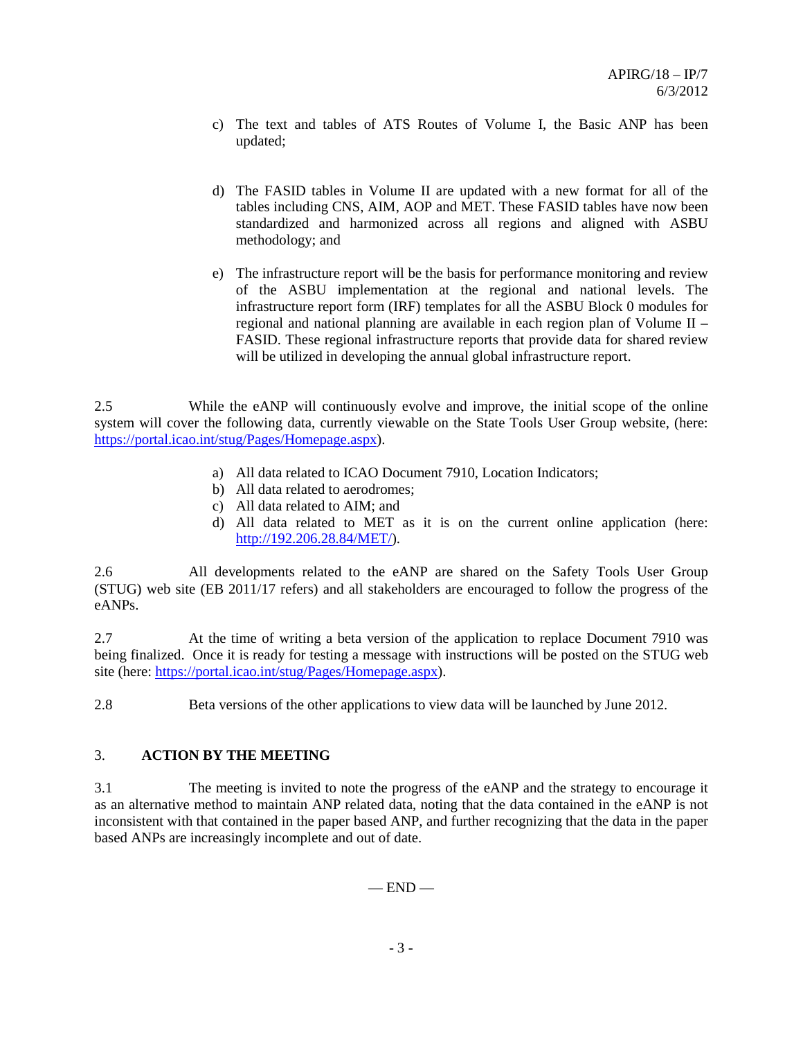c) The text and tables of ATS Routes of Volume I, the Basic ANP has been updated;

d) The FASID tables in Volume II are updated with a new format for all of the tables including CNS, AIM, AOP and MET. These FASID tables have now been standardized and harmonized across all regions and aligned with ASBU methodology; and

e) The infrastructure report will be the basis for performance monitoring and review of the ASBU implementation at the regional and national levels. The infrastructure report form (IRF) templates for all the ASBU Block 0 modules for regional and national planning are available in each region plan of Volume II – FASID. These regional infrastructure reports that provide data for shared review will be utilized in developing the annual global infrastructure report.

2.5 While the eANP will continuously evolve and improve, the initial scope of the online system will cover the following data, currently viewable on the State Tools User Group website, (here: https://portal.icao.int/stug/Pages/Homepage.aspx).

a) All data related to ICAO Document 7910, Location Indicators;
b) All data related to aerodromes;
c) All data related to AIM; and
d) All data related to MET as it is on the current online application (here: http://192.206.28.84/MET/).

2.6 All developments related to the eANP are shared on the Safety Tools User Group (STUG) web site (EB 2011/17 refers) and all stakeholders are encouraged to follow the progress of the eANPs.

2.7 At the time of writing a beta version of the application to replace Document 7910 was being finalized. Once it is ready for testing a message with instructions will be posted on the STUG web site (here: https://portal.icao.int/stug/Pages/Homepage.aspx).

2.8 Beta versions of the other applications to view data will be launched by June 2012.

## 3. ACTION BY THE MEETING

3.1 The meeting is invited to note the progress of the eANP and the strategy to encourage it as an alternative method to maintain ANP related data, noting that the data contained in the eANP is not inconsistent with that contained in the paper based ANP, and further recognizing that the data in the paper based ANPs are increasingly incomplete and out of date.

— END —